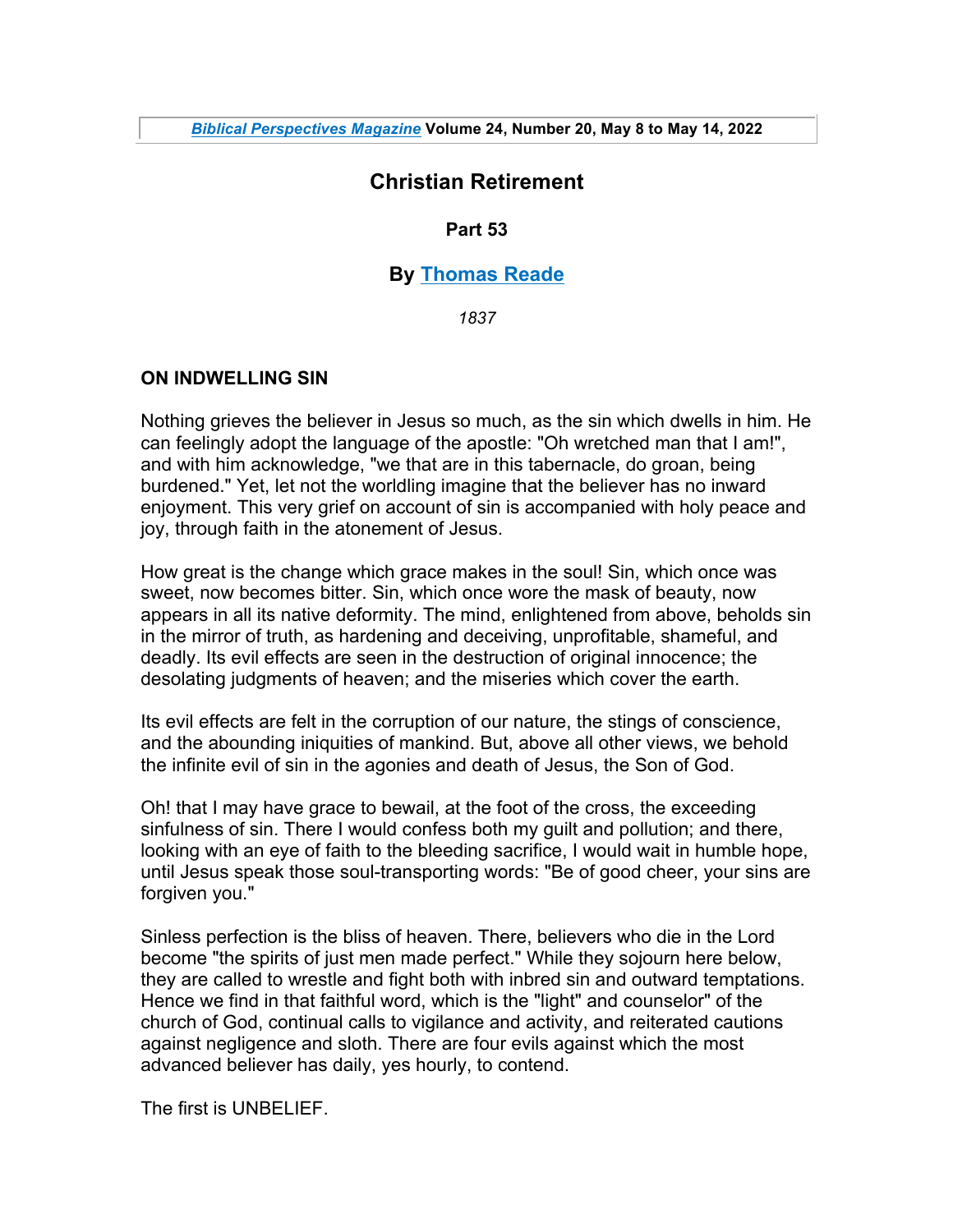# Christian Retirement

### Part 53

### By Thomas Reade

*1837*

**ON INDWELLING SIN**

Nothing grieves the believer in Jesus so much, as the sin which dwells in him. He can feelingly adopt the language of the apostle: "Oh wretched man that I am!", and with him acknowledge, "we that are in this tabernacle, do groan, being burdened." Yet, let not the worldling imagine that the believer has no inward enjoyment. This very grief on account of sin is accompanied with holy peace and joy, through faith in the atonement of Jesus.

How great is the change which grace makes in the soul! Sin, which once was sweet, now becomes bitter. Sin, which once wore the mask of beauty, now appears in all its native deformity. The mind, enlightened from above, beholds sin in the mirror of truth, as hardening and deceiving, unprofitable, shameful, and deadly. Its evil effects are seen in the destruction of original innocence; the desolating judgments of heaven; and the miseries which cover the earth.

Its evil effects are felt in the corruption of our nature, the stings of conscience, and the abounding iniquities of mankind. But, above all other views, we behold the infinite evil of sin in the agonies and death of Jesus, the Son of God.

Oh! that I may have grace to bewail, at the foot of the cross, the exceeding sinfulness of sin. There I would confess both my guilt and pollution; and there, looking with an eye of faith to the bleeding sacrifice, I would wait in humble hope, until Jesus speak those soul-transporting words: "Be of good cheer, your sins are forgiven you."

Sinless perfection is the bliss of heaven. There, believers who die in the Lord become "the spirits of just men made perfect." While they sojourn here below, they are called to wrestle and fight both with inbred sin and outward temptations. Hence we find in that faithful word, which is the "light" and counselor" of the church of God, continual calls to vigilance and activity, and reiterated cautions against negligence and sloth. There are four evils against which the most advanced believer has daily, yes hourly, to contend.

The first is UNBELIEF.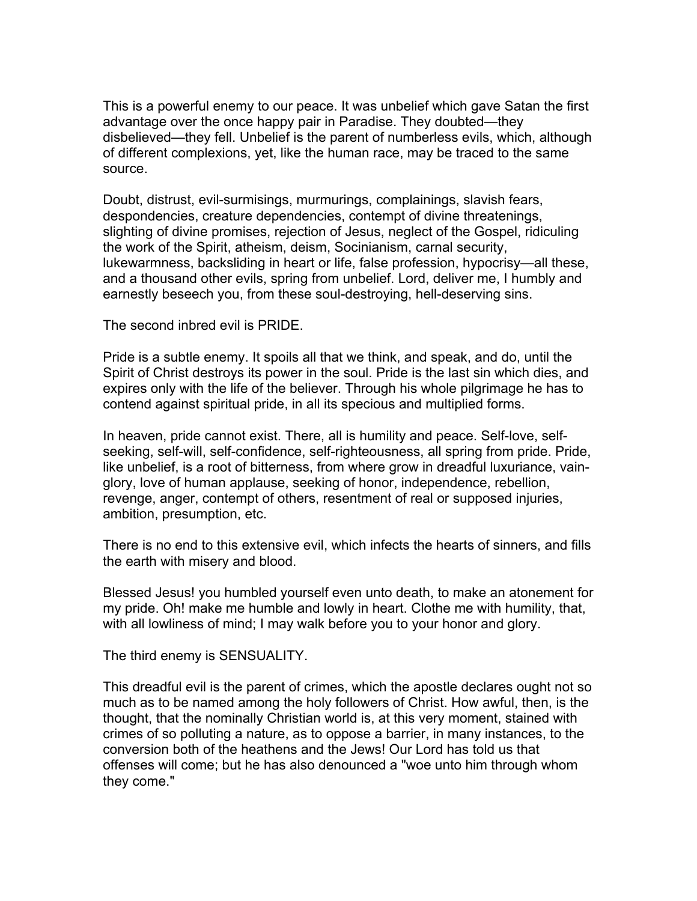This is a powerful enemy to our peace. It was unbelief which gave Satan the first advantage over the once happy pair in Paradise. They doubted—they disbelieved—they fell. Unbelief is the parent of numberless evils, which, although of different complexions, yet, like the human race, may be traced to the same source.

Doubt, distrust, evil-surmisings, murmurings, complainings, slavish fears, despondencies, creature dependencies, contempt of divine threatenings, slighting of divine promises, rejection of Jesus, neglect of the Gospel, ridiculing the work of the Spirit, atheism, deism, Socinianism, carnal security, lukewarmness, backsliding in heart or life, false profession, hypocrisy—all these, and a thousand other evils, spring from unbelief. Lord, deliver me, I humbly and earnestly beseech you, from these soul-destroying, hell-deserving sins.

The second inbred evil is PRIDE.

Pride is a subtle enemy. It spoils all that we think, and speak, and do, until the Spirit of Christ destroys its power in the soul. Pride is the last sin which dies, and expires only with the life of the believer. Through his whole pilgrimage he has to contend against spiritual pride, in all its specious and multiplied forms.

In heaven, pride cannot exist. There, all is humility and peace. Self-love, self-seeking, self-will, self-confidence, self-righteousness, all spring from pride. Pride, like unbelief, is a root of bitterness, from where grow in dreadful luxuriance, vain-glory, love of human applause, seeking of honor, independence, rebellion, revenge, anger, contempt of others, resentment of real or supposed injuries, ambition, presumption, etc.

There is no end to this extensive evil, which infects the hearts of sinners, and fills the earth with misery and blood.

Blessed Jesus! you humbled yourself even unto death, to make an atonement for my pride. Oh! make me humble and lowly in heart. Clothe me with humility, that, with all lowliness of mind; I may walk before you to your honor and glory.

The third enemy is SENSUALITY.

This dreadful evil is the parent of crimes, which the apostle declares ought not so much as to be named among the holy followers of Christ. How awful, then, is the thought, that the nominally Christian world is, at this very moment, stained with crimes of so polluting a nature, as to oppose a barrier, in many instances, to the conversion both of the heathens and the Jews! Our Lord has told us that offenses will come; but he has also denounced a "woe unto him through whom they come."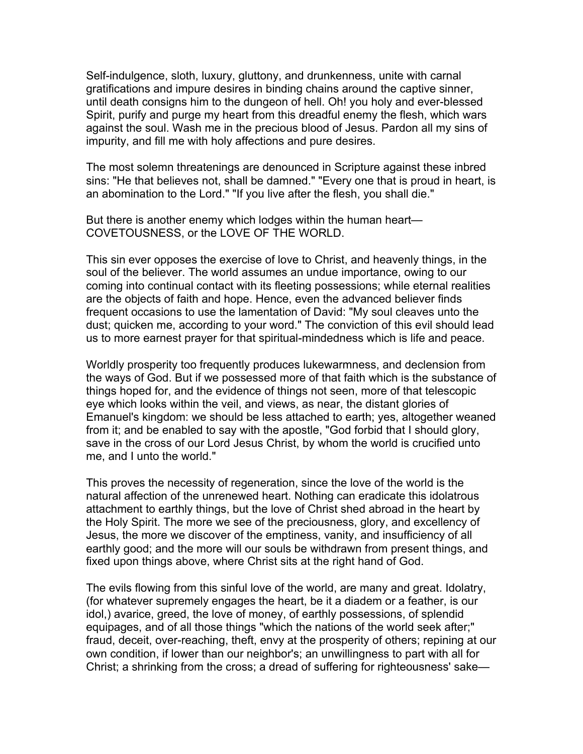Self-indulgence, sloth, luxury, gluttony, and drunkenness, unite with carnal gratifications and impure desires in binding chains around the captive sinner, until death consigns him to the dungeon of hell. Oh! you holy and ever-blessed Spirit, purify and purge my heart from this dreadful enemy the flesh, which wars against the soul. Wash me in the precious blood of Jesus. Pardon all my sins of impurity, and fill me with holy affections and pure desires.

The most solemn threatenings are denounced in Scripture against these inbred sins: "He that believes not, shall be damned." "Every one that is proud in heart, is an abomination to the Lord." "If you live after the flesh, you shall die."

But there is another enemy which lodges within the human heart—COVETOUSNESS, or the LOVE OF THE WORLD.

This sin ever opposes the exercise of love to Christ, and heavenly things, in the soul of the believer. The world assumes an undue importance, owing to our coming into continual contact with its fleeting possessions; while eternal realities are the objects of faith and hope. Hence, even the advanced believer finds frequent occasions to use the lamentation of David: "My soul cleaves unto the dust; quicken me, according to your word." The conviction of this evil should lead us to more earnest prayer for that spiritual-mindedness which is life and peace.

Worldly prosperity too frequently produces lukewarmness, and declension from the ways of God. But if we possessed more of that faith which is the substance of things hoped for, and the evidence of things not seen, more of that telescopic eye which looks within the veil, and views, as near, the distant glories of Emanuel's kingdom: we should be less attached to earth; yes, altogether weaned from it; and be enabled to say with the apostle, "God forbid that I should glory, save in the cross of our Lord Jesus Christ, by whom the world is crucified unto me, and I unto the world."

This proves the necessity of regeneration, since the love of the world is the natural affection of the unrenewed heart. Nothing can eradicate this idolatrous attachment to earthly things, but the love of Christ shed abroad in the heart by the Holy Spirit. The more we see of the preciousness, glory, and excellency of Jesus, the more we discover of the emptiness, vanity, and insufficiency of all earthly good; and the more will our souls be withdrawn from present things, and fixed upon things above, where Christ sits at the right hand of God.

The evils flowing from this sinful love of the world, are many and great. Idolatry, (for whatever supremely engages the heart, be it a diadem or a feather, is our idol,) avarice, greed, the love of money, of earthly possessions, of splendid equipages, and of all those things "which the nations of the world seek after;" fraud, deceit, over-reaching, theft, envy at the prosperity of others; repining at our own condition, if lower than our neighbor's; an unwillingness to part with all for Christ; a shrinking from the cross; a dread of suffering for righteousness' sake—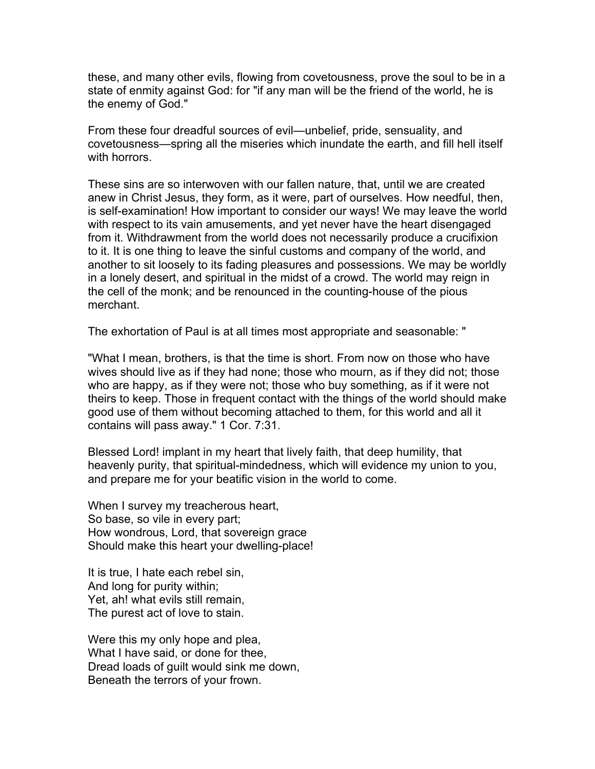these, and many other evils, flowing from covetousness, prove the soul to be in a state of enmity against God: for "if any man will be the friend of the world, he is the enemy of God."

From these four dreadful sources of evil—unbelief, pride, sensuality, and covetousness—spring all the miseries which inundate the earth, and fill hell itself with horrors.

These sins are so interwoven with our fallen nature, that, until we are created anew in Christ Jesus, they form, as it were, part of ourselves. How needful, then, is self-examination! How important to consider our ways! We may leave the world with respect to its vain amusements, and yet never have the heart disengaged from it. Withdrawment from the world does not necessarily produce a crucifixion to it. It is one thing to leave the sinful customs and company of the world, and another to sit loosely to its fading pleasures and possessions. We may be worldly in a lonely desert, and spiritual in the midst of a crowd. The world may reign in the cell of the monk; and be renounced in the counting-house of the pious merchant.

The exhortation of Paul is at all times most appropriate and seasonable: "

"What I mean, brothers, is that the time is short. From now on those who have wives should live as if they had none; those who mourn, as if they did not; those who are happy, as if they were not; those who buy something, as if it were not theirs to keep. Those in frequent contact with the things of the world should make good use of them without becoming attached to them, for this world and all it contains will pass away." 1 Cor. 7:31.

Blessed Lord! implant in my heart that lively faith, that deep humility, that heavenly purity, that spiritual-mindedness, which will evidence my union to you, and prepare me for your beatific vision in the world to come.

When I survey my treacherous heart,  
So base, so vile in every part;  
How wondrous, Lord, that sovereign grace  
Should make this heart your dwelling-place!

It is true, I hate each rebel sin,  
And long for purity within;  
Yet, ah! what evils still remain,  
The purest act of love to stain.

Were this my only hope and plea,  
What I have said, or done for thee,  
Dread loads of guilt would sink me down,  
Beneath the terrors of your frown.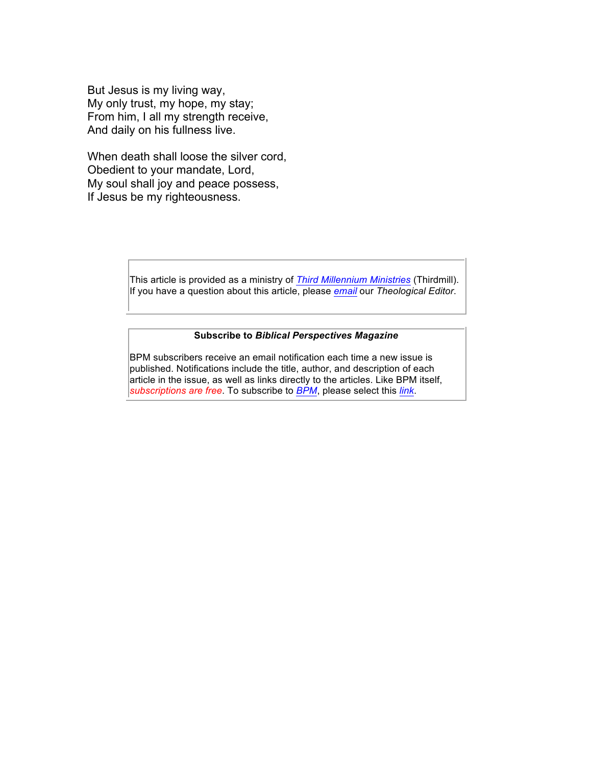But Jesus is my living way,  
My only trust, my hope, my stay;  
From him, I all my strength receive,  
And daily on his fullness live.

When death shall loose the silver cord,  
Obedient to your mandate, Lord,  
My soul shall joy and peace possess,  
If Jesus be my righteousness.

This article is provided as a ministry of *Third Millennium Ministries* (Thirdmill). If you have a question about this article, please *email* our *Theological Editor*.

**Subscribe to *Biblical Perspectives Magazine***

BPM subscribers receive an email notification each time a new issue is published. Notifications include the title, author, and description of each article in the issue, as well as links directly to the articles. Like BPM itself, *subscriptions are free*. To subscribe to *BPM*, please select this *link*.